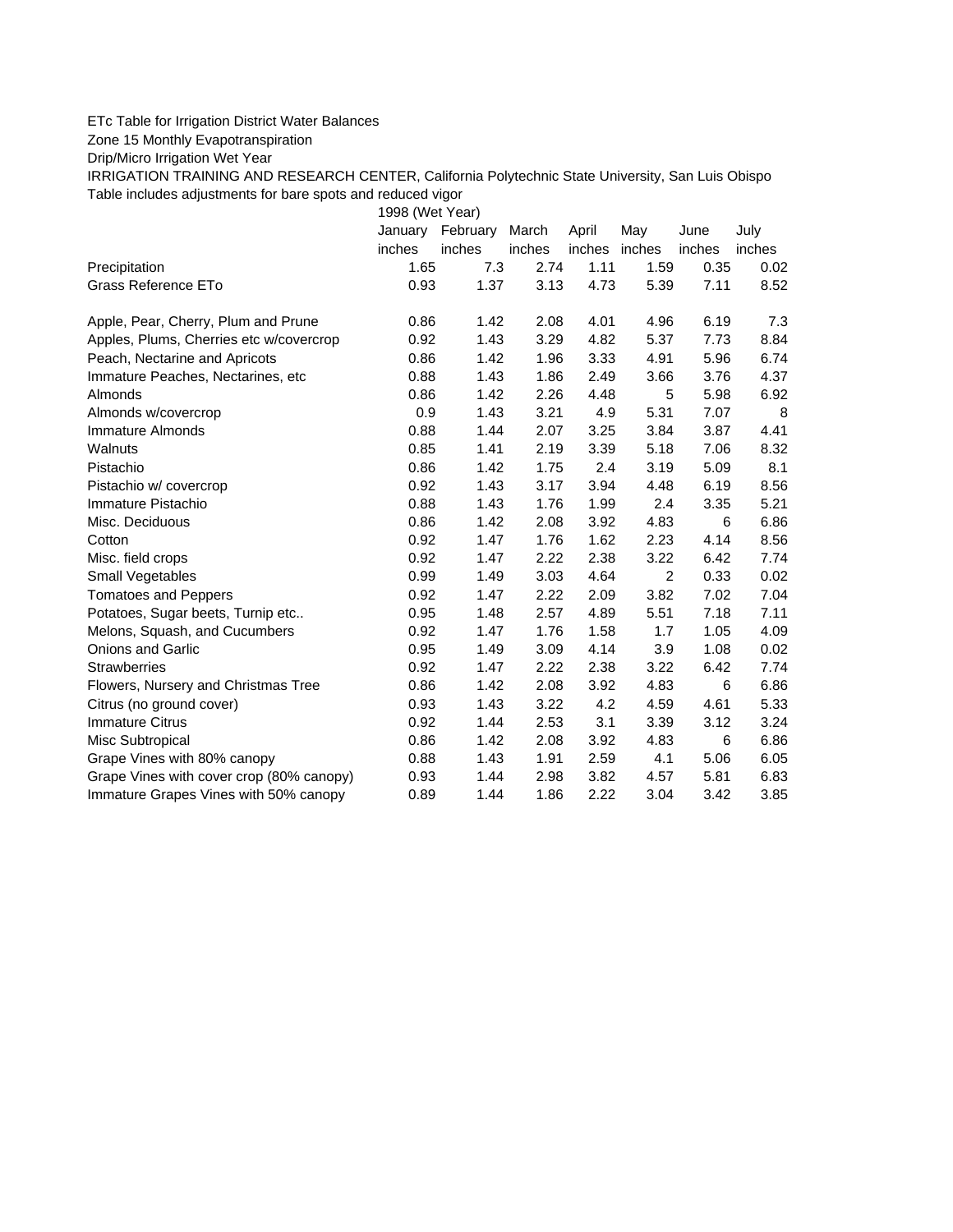ETc Table for Irrigation District Water Balances

Zone 15 Monthly Evapotranspiration

Drip/Micro Irrigation Wet Year

IRRIGATION TRAINING AND RESEARCH CENTER, California Polytechnic State University, San Luis Obispo

Table includes adjustments for bare spots and reduced vigor

| | 1998 (Wet Year) | | | | | | |
|---|---|---|---|---|---|---|---|
| | January | February | March | April | May | June | July |
| | inches | inches | inches | inches | inches | inches | inches |
| Precipitation | 1.65 | 7.3 | 2.74 | 1.11 | 1.59 | 0.35 | 0.02 |
| Grass Reference ETo | 0.93 | 1.37 | 3.13 | 4.73 | 5.39 | 7.11 | 8.52 |
| | | | | | | | |
| Apple, Pear, Cherry, Plum and Prune | 0.86 | 1.42 | 2.08 | 4.01 | 4.96 | 6.19 | 7.3 |
| Apples, Plums, Cherries etc w/covercrop | 0.92 | 1.43 | 3.29 | 4.82 | 5.37 | 7.73 | 8.84 |
| Peach, Nectarine and Apricots | 0.86 | 1.42 | 1.96 | 3.33 | 4.91 | 5.96 | 6.74 |
| Immature Peaches, Nectarines, etc | 0.88 | 1.43 | 1.86 | 2.49 | 3.66 | 3.76 | 4.37 |
| Almonds | 0.86 | 1.42 | 2.26 | 4.48 | 5 | 5.98 | 6.92 |
| Almonds w/covercrop | 0.9 | 1.43 | 3.21 | 4.9 | 5.31 | 7.07 | 8 |
| Immature Almonds | 0.88 | 1.44 | 2.07 | 3.25 | 3.84 | 3.87 | 4.41 |
| Walnuts | 0.85 | 1.41 | 2.19 | 3.39 | 5.18 | 7.06 | 8.32 |
| Pistachio | 0.86 | 1.42 | 1.75 | 2.4 | 3.19 | 5.09 | 8.1 |
| Pistachio w/ covercrop | 0.92 | 1.43 | 3.17 | 3.94 | 4.48 | 6.19 | 8.56 |
| Immature Pistachio | 0.88 | 1.43 | 1.76 | 1.99 | 2.4 | 3.35 | 5.21 |
| Misc. Deciduous | 0.86 | 1.42 | 2.08 | 3.92 | 4.83 | 6 | 6.86 |
| Cotton | 0.92 | 1.47 | 1.76 | 1.62 | 2.23 | 4.14 | 8.56 |
| Misc. field crops | 0.92 | 1.47 | 2.22 | 2.38 | 3.22 | 6.42 | 7.74 |
| Small Vegetables | 0.99 | 1.49 | 3.03 | 4.64 | 2 | 0.33 | 0.02 |
| Tomatoes and Peppers | 0.92 | 1.47 | 2.22 | 2.09 | 3.82 | 7.02 | 7.04 |
| Potatoes, Sugar beets, Turnip etc.. | 0.95 | 1.48 | 2.57 | 4.89 | 5.51 | 7.18 | 7.11 |
| Melons, Squash, and Cucumbers | 0.92 | 1.47 | 1.76 | 1.58 | 1.7 | 1.05 | 4.09 |
| Onions and Garlic | 0.95 | 1.49 | 3.09 | 4.14 | 3.9 | 1.08 | 0.02 |
| Strawberries | 0.92 | 1.47 | 2.22 | 2.38 | 3.22 | 6.42 | 7.74 |
| Flowers, Nursery and Christmas Tree | 0.86 | 1.42 | 2.08 | 3.92 | 4.83 | 6 | 6.86 |
| Citrus (no ground cover) | 0.93 | 1.43 | 3.22 | 4.2 | 4.59 | 4.61 | 5.33 |
| Immature Citrus | 0.92 | 1.44 | 2.53 | 3.1 | 3.39 | 3.12 | 3.24 |
| Misc Subtropical | 0.86 | 1.42 | 2.08 | 3.92 | 4.83 | 6 | 6.86 |
| Grape Vines with 80% canopy | 0.88 | 1.43 | 1.91 | 2.59 | 4.1 | 5.06 | 6.05 |
| Grape Vines with cover crop (80% canopy) | 0.93 | 1.44 | 2.98 | 3.82 | 4.57 | 5.81 | 6.83 |
| Immature Grapes Vines with 50% canopy | 0.89 | 1.44 | 1.86 | 2.22 | 3.04 | 3.42 | 3.85 |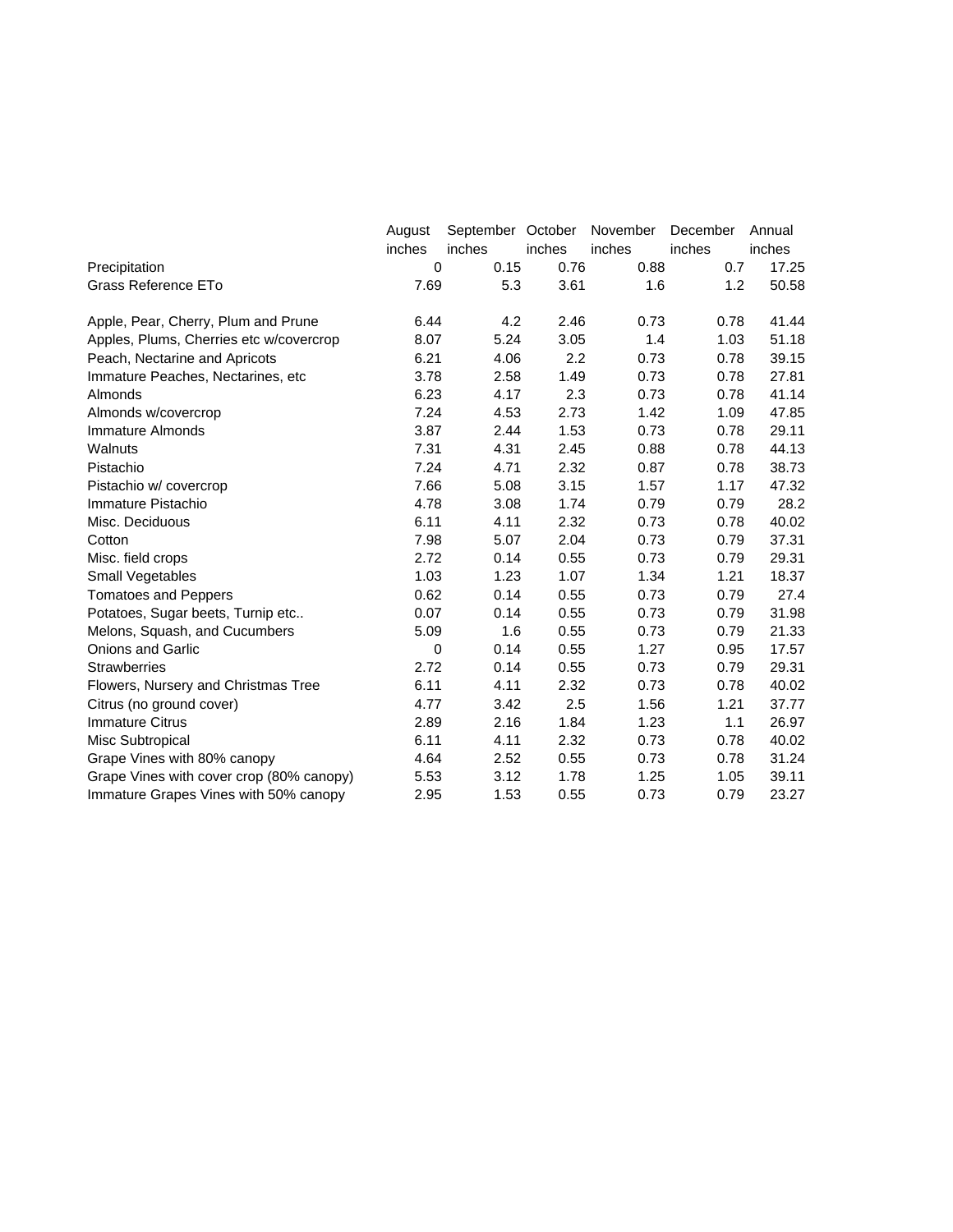| | August inches | September inches | October inches | November inches | December inches | Annual inches |
|---|---|---|---|---|---|---|
| Precipitation | 0 | 0.15 | 0.76 | 0.88 | 0.7 | 17.25 |
| Grass Reference ETo | 7.69 | 5.3 | 3.61 | 1.6 | 1.2 | 50.58 |
| | | | | | | |
| Apple, Pear, Cherry, Plum and Prune | 6.44 | 4.2 | 2.46 | 0.73 | 0.78 | 41.44 |
| Apples, Plums, Cherries etc w/covercrop | 8.07 | 5.24 | 3.05 | 1.4 | 1.03 | 51.18 |
| Peach, Nectarine and Apricots | 6.21 | 4.06 | 2.2 | 0.73 | 0.78 | 39.15 |
| Immature Peaches, Nectarines, etc | 3.78 | 2.58 | 1.49 | 0.73 | 0.78 | 27.81 |
| Almonds | 6.23 | 4.17 | 2.3 | 0.73 | 0.78 | 41.14 |
| Almonds w/covercrop | 7.24 | 4.53 | 2.73 | 1.42 | 1.09 | 47.85 |
| Immature Almonds | 3.87 | 2.44 | 1.53 | 0.73 | 0.78 | 29.11 |
| Walnuts | 7.31 | 4.31 | 2.45 | 0.88 | 0.78 | 44.13 |
| Pistachio | 7.24 | 4.71 | 2.32 | 0.87 | 0.78 | 38.73 |
| Pistachio w/ covercrop | 7.66 | 5.08 | 3.15 | 1.57 | 1.17 | 47.32 |
| Immature Pistachio | 4.78 | 3.08 | 1.74 | 0.79 | 0.79 | 28.2 |
| Misc. Deciduous | 6.11 | 4.11 | 2.32 | 0.73 | 0.78 | 40.02 |
| Cotton | 7.98 | 5.07 | 2.04 | 0.73 | 0.79 | 37.31 |
| Misc. field crops | 2.72 | 0.14 | 0.55 | 0.73 | 0.79 | 29.31 |
| Small Vegetables | 1.03 | 1.23 | 1.07 | 1.34 | 1.21 | 18.37 |
| Tomatoes and Peppers | 0.62 | 0.14 | 0.55 | 0.73 | 0.79 | 27.4 |
| Potatoes, Sugar beets, Turnip etc.. | 0.07 | 0.14 | 0.55 | 0.73 | 0.79 | 31.98 |
| Melons, Squash, and Cucumbers | 5.09 | 1.6 | 0.55 | 0.73 | 0.79 | 21.33 |
| Onions and Garlic | 0 | 0.14 | 0.55 | 1.27 | 0.95 | 17.57 |
| Strawberries | 2.72 | 0.14 | 0.55 | 0.73 | 0.79 | 29.31 |
| Flowers, Nursery and Christmas Tree | 6.11 | 4.11 | 2.32 | 0.73 | 0.78 | 40.02 |
| Citrus (no ground cover) | 4.77 | 3.42 | 2.5 | 1.56 | 1.21 | 37.77 |
| Immature Citrus | 2.89 | 2.16 | 1.84 | 1.23 | 1.1 | 26.97 |
| Misc Subtropical | 6.11 | 4.11 | 2.32 | 0.73 | 0.78 | 40.02 |
| Grape Vines with 80% canopy | 4.64 | 2.52 | 0.55 | 0.73 | 0.78 | 31.24 |
| Grape Vines with cover crop (80% canopy) | 5.53 | 3.12 | 1.78 | 1.25 | 1.05 | 39.11 |
| Immature Grapes Vines with 50% canopy | 2.95 | 1.53 | 0.55 | 0.73 | 0.79 | 23.27 |